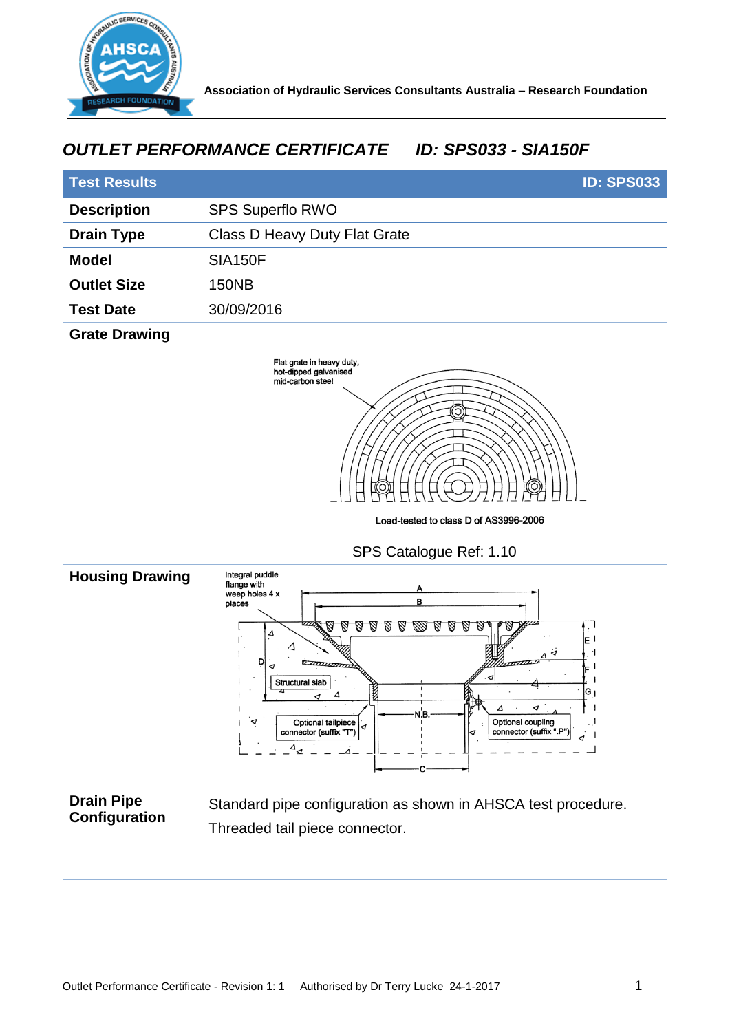Association of Hydraulic Services Consultants Australia – Research Foundation

## *OUTLET PERFORMANCE CERTIFICATE ID: SPS033 - SIA150F*

| Test Results | ID: SPS033 |
|---|---|
| **Description** | SPS Superflo RWO |
| **Drain Type** | Class D Heavy Duty Flat Grate |
| **Model** | SIA150F |
| **Outlet Size** | 150NB |
| **Test Date** | 30/09/2016 |
| **Grate Drawing** | Flat grate in heavy duty, hot-dipped galvanised mid-carbon steel<br><br>Load-tested to class D of AS3996-2006<br><br>SPS Catalogue Ref: 1.10 |
| **Housing Drawing** | Integral puddle flange with weep holes 4 x places; A; B; D; E; F; G; Structural slab; Optional tailpiece connector (suffix "T"); N.B.; Optional coupling connector (suffix ".P"); C |
| **Drain Pipe Configuration** | Standard pipe configuration as shown in AHSCA test procedure.<br><br>Threaded tail piece connector. |

Outlet Performance Certificate - Revision 1: 1 Authorised by Dr Terry Lucke 24-1-2017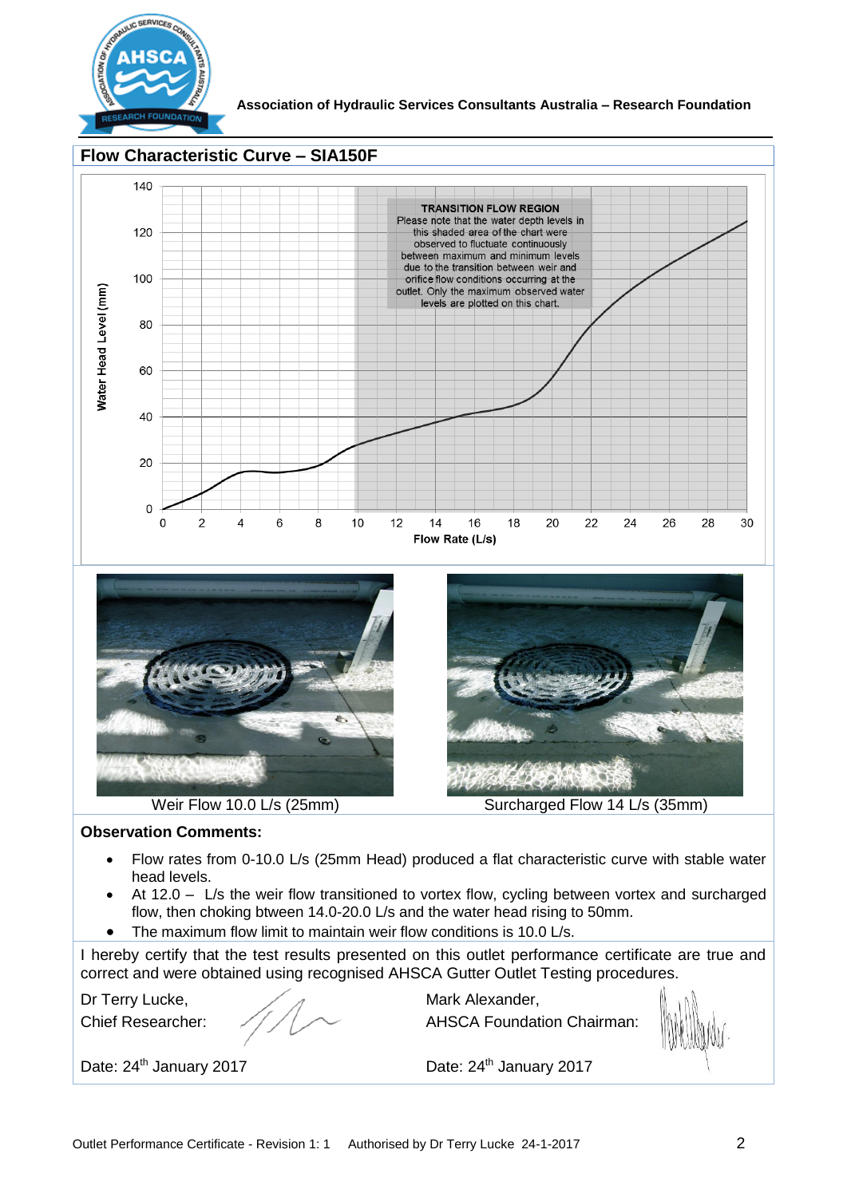Association of Hydraulic Services Consultants Australia – Research Foundation

## Flow Characteristic Curve – SIA150F

TRANSITION FLOW REGION
Please note that the water depth levels in this shaded area of the chart were observed to fluctuate continuously between maximum and minimum levels due to the transition between weir and orifice flow conditions occurring at the outlet. Only the maximum observed water levels are plotted on this chart.

Water Head Level (mm)
140
120
100
80
60
40
20
0

0 2 4 6 8 10 12 14 16 18 20 22 24 26 28 30
Flow Rate (L/s)

Weir Flow 10.0 L/s (25mm)

Surcharged Flow 14 L/s (35mm)

**Observation Comments:**

- Flow rates from 0-10.0 L/s (25mm Head) produced a flat characteristic curve with stable water head levels.
- At 12.0 – L/s the weir flow transitioned to vortex flow, cycling between vortex and surcharged flow, then choking btween 14.0-20.0 L/s and the water head rising to 50mm.
- The maximum flow limit to maintain weir flow conditions is 10.0 L/s.

I hereby certify that the test results presented on this outlet performance certificate are true and correct and were obtained using recognised AHSCA Gutter Outlet Testing procedures.

Dr Terry Lucke,
Chief Researcher:

Date: 24th January 2017

Mark Alexander,
AHSCA Foundation Chairman:

Date: 24th January 2017

Outlet Performance Certificate - Revision 1: 1 Authorised by Dr Terry Lucke 24-1-2017